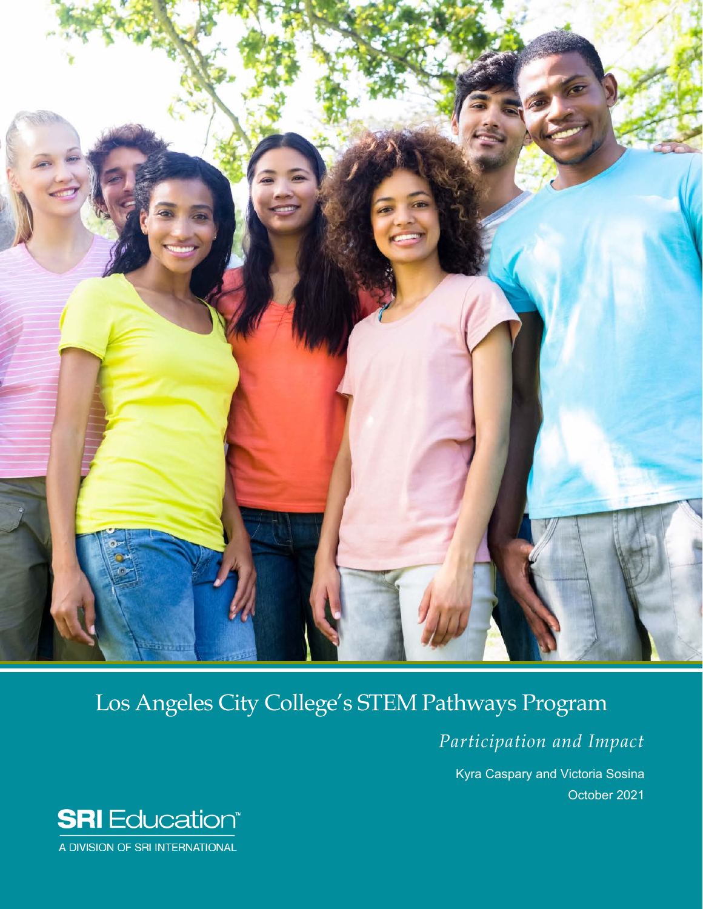# Los Angeles City College's STEM Pathways Program

*Participation and Impact*

Kyra Caspary and Victoria Sosina

October 2021

SRI Education™

A DIVISION OF SRI INTERNATIONAL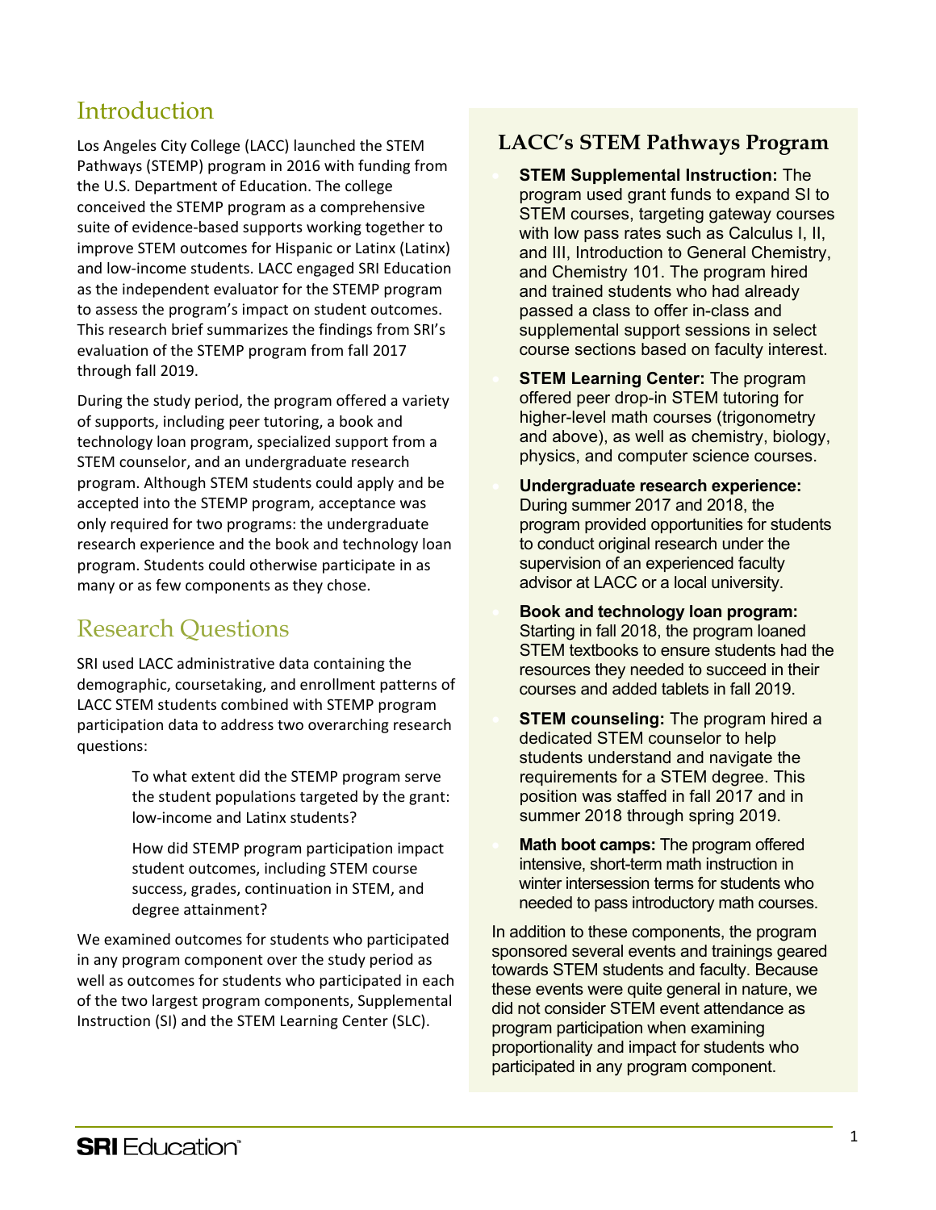## Introduction

Los Angeles City College (LACC) launched the STEM Pathways (STEMP) program in 2016 with funding from the U.S. Department of Education. The college conceived the STEMP program as a comprehensive suite of evidence-based supports working together to improve STEM outcomes for Hispanic or Latinx (Latinx) and low-income students. LACC engaged SRI Education as the independent evaluator for the STEMP program to assess the program's impact on student outcomes. This research brief summarizes the findings from SRI's evaluation of the STEMP program from fall 2017 through fall 2019.

During the study period, the program offered a variety of supports, including peer tutoring, a book and technology loan program, specialized support from a STEM counselor, and an undergraduate research program. Although STEM students could apply and be accepted into the STEMP program, acceptance was only required for two programs: the undergraduate research experience and the book and technology loan program. Students could otherwise participate in as many or as few components as they chose.

## Research Questions

SRI used LACC administrative data containing the demographic, coursetaking, and enrollment patterns of LACC STEM students combined with STEMP program participation data to address two overarching research questions:

> To what extent did the STEMP program serve the student populations targeted by the grant: low-income and Latinx students?
>
> How did STEMP program participation impact student outcomes, including STEM course success, grades, continuation in STEM, and degree attainment?

We examined outcomes for students who participated in any program component over the study period as well as outcomes for students who participated in each of the two largest program components, Supplemental Instruction (SI) and the STEM Learning Center (SLC).

### LACC's STEM Pathways Program

- **STEM Supplemental Instruction:** The program used grant funds to expand SI to STEM courses, targeting gateway courses with low pass rates such as Calculus I, II, and III, Introduction to General Chemistry, and Chemistry 101. The program hired and trained students who had already passed a class to offer in-class and supplemental support sessions in select course sections based on faculty interest.
- **STEM Learning Center:** The program offered peer drop-in STEM tutoring for higher-level math courses (trigonometry and above), as well as chemistry, biology, physics, and computer science courses.
- **Undergraduate research experience:** During summer 2017 and 2018, the program provided opportunities for students to conduct original research under the supervision of an experienced faculty advisor at LACC or a local university.
- **Book and technology loan program:** Starting in fall 2018, the program loaned STEM textbooks to ensure students had the resources they needed to succeed in their courses and added tablets in fall 2019.
- **STEM counseling:** The program hired a dedicated STEM counselor to help students understand and navigate the requirements for a STEM degree. This position was staffed in fall 2017 and in summer 2018 through spring 2019.
- **Math boot camps:** The program offered intensive, short-term math instruction in winter intersession terms for students who needed to pass introductory math courses.

In addition to these components, the program sponsored several events and trainings geared towards STEM students and faculty. Because these events were quite general in nature, we did not consider STEM event attendance as program participation when examining proportionality and impact for students who participated in any program component.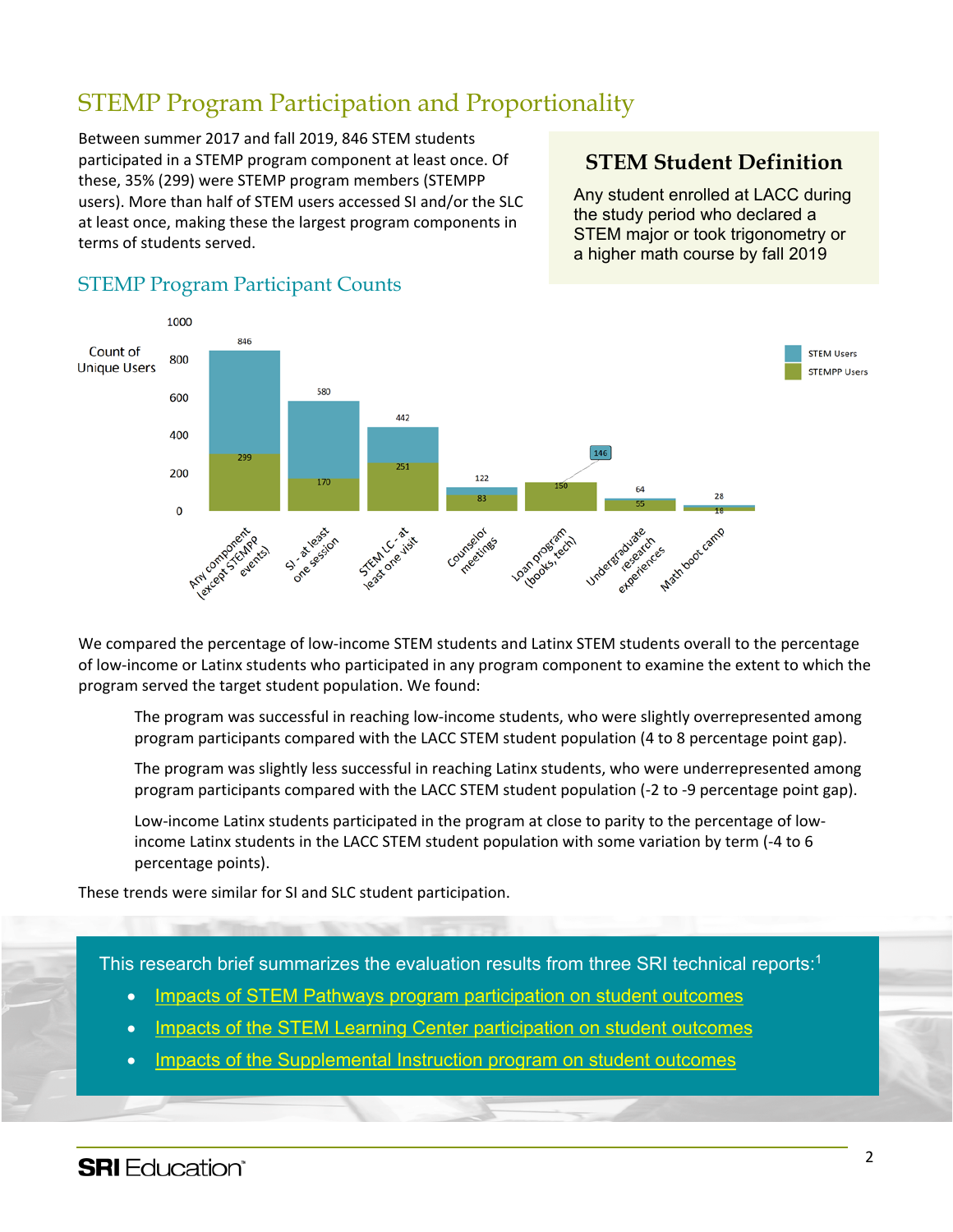## STEMP Program Participation and Proportionality

Between summer 2017 and fall 2019, 846 STEM students participated in a STEMP program component at least once. Of these, 35% (299) were STEMP program members (STEMPP users). More than half of STEM users accessed SI and/or the SLC at least once, making these the largest program components in terms of students served.

> **STEM Student Definition**
>
> Any student enrolled at LACC during the study period who declared a STEM major or took trigonometry or a higher math course by fall 2019

### STEMP Program Participant Counts

| Component | STEM Users | STEMPP Users |
|---|---|---|
| Any component (except STEMPP events) | 846 | 299 |
| SI - at least one session | 580 | 170 |
| STEM LC - at least one visit | 442 | 251 |
| Counselor meetings | 122 | 83 |
| Loan program (books, tech) | 146 | 150 |
| Undergraduate research experiences | 64 | 55 |
| Math boot camp | 28 | 18 |

We compared the percentage of low-income STEM students and Latinx STEM students overall to the percentage of low-income or Latinx students who participated in any program component to examine the extent to which the program served the target student population. We found:

> The program was successful in reaching low-income students, who were slightly overrepresented among program participants compared with the LACC STEM student population (4 to 8 percentage point gap).
>
> The program was slightly less successful in reaching Latinx students, who were underrepresented among program participants compared with the LACC STEM student population (-2 to -9 percentage point gap).
>
> Low-income Latinx students participated in the program at close to parity to the percentage of low-income Latinx students in the LACC STEM student population with some variation by term (-4 to 6 percentage points).

These trends were similar for SI and SLC student participation.

This research brief summarizes the evaluation results from three SRI technical reports:[1]

- Impacts of STEM Pathways program participation on student outcomes
- Impacts of the STEM Learning Center participation on student outcomes
- Impacts of the Supplemental Instruction program on student outcomes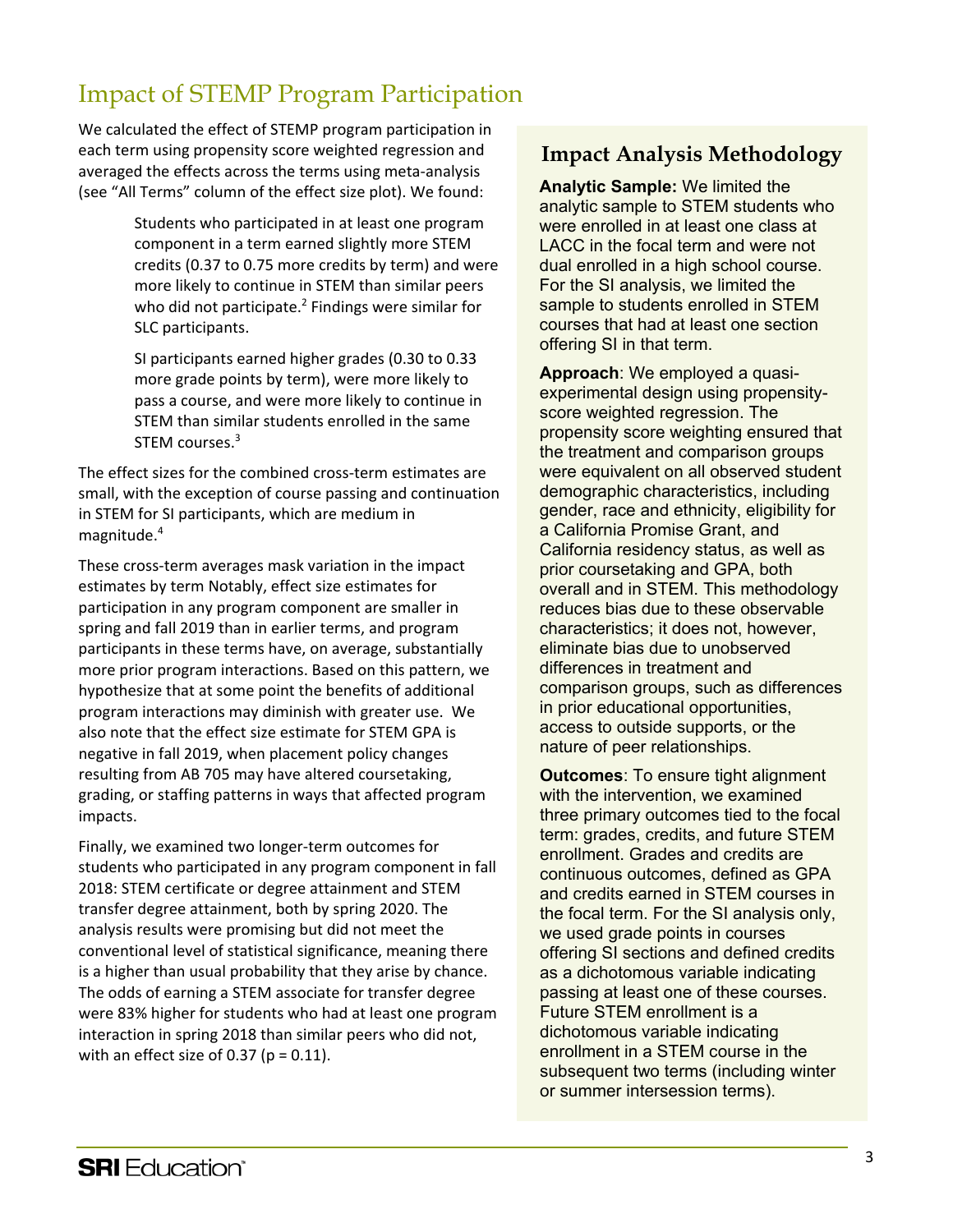## Impact of STEMP Program Participation

We calculated the effect of STEMP program participation in each term using propensity score weighted regression and averaged the effects across the terms using meta-analysis (see "All Terms" column of the effect size plot). We found:

> Students who participated in at least one program component in a term earned slightly more STEM credits (0.37 to 0.75 more credits by term) and were more likely to continue in STEM than similar peers who did not participate.[2] Findings were similar for SLC participants.
>
> SI participants earned higher grades (0.30 to 0.33 more grade points by term), were more likely to pass a course, and were more likely to continue in STEM than similar students enrolled in the same STEM courses.[3]

The effect sizes for the combined cross-term estimates are small, with the exception of course passing and continuation in STEM for SI participants, which are medium in magnitude.[4]

These cross-term averages mask variation in the impact estimates by term Notably, effect size estimates for participation in any program component are smaller in spring and fall 2019 than in earlier terms, and program participants in these terms have, on average, substantially more prior program interactions. Based on this pattern, we hypothesize that at some point the benefits of additional program interactions may diminish with greater use. We also note that the effect size estimate for STEM GPA is negative in fall 2019, when placement policy changes resulting from AB 705 may have altered coursetaking, grading, or staffing patterns in ways that affected program impacts.

Finally, we examined two longer-term outcomes for students who participated in any program component in fall 2018: STEM certificate or degree attainment and STEM transfer degree attainment, both by spring 2020. The analysis results were promising but did not meet the conventional level of statistical significance, meaning there is a higher than usual probability that they arise by chance. The odds of earning a STEM associate for transfer degree were 83% higher for students who had at least one program interaction in spring 2018 than similar peers who did not, with an effect size of 0.37 ($p = 0.11$).

### Impact Analysis Methodology

**Analytic Sample:** We limited the analytic sample to STEM students who were enrolled in at least one class at LACC in the focal term and were not dual enrolled in a high school course. For the SI analysis, we limited the sample to students enrolled in STEM courses that had at least one section offering SI in that term.

**Approach**: We employed a quasi-experimental design using propensity-score weighted regression. The propensity score weighting ensured that the treatment and comparison groups were equivalent on all observed student demographic characteristics, including gender, race and ethnicity, eligibility for a California Promise Grant, and California residency status, as well as prior coursetaking and GPA, both overall and in STEM. This methodology reduces bias due to these observable characteristics; it does not, however, eliminate bias due to unobserved differences in treatment and comparison groups, such as differences in prior educational opportunities, access to outside supports, or the nature of peer relationships.

**Outcomes**: To ensure tight alignment with the intervention, we examined three primary outcomes tied to the focal term: grades, credits, and future STEM enrollment. Grades and credits are continuous outcomes, defined as GPA and credits earned in STEM courses in the focal term. For the SI analysis only, we used grade points in courses offering SI sections and defined credits as a dichotomous variable indicating passing at least one of these courses. Future STEM enrollment is a dichotomous variable indicating enrollment in a STEM course in the subsequent two terms (including winter or summer intersession terms).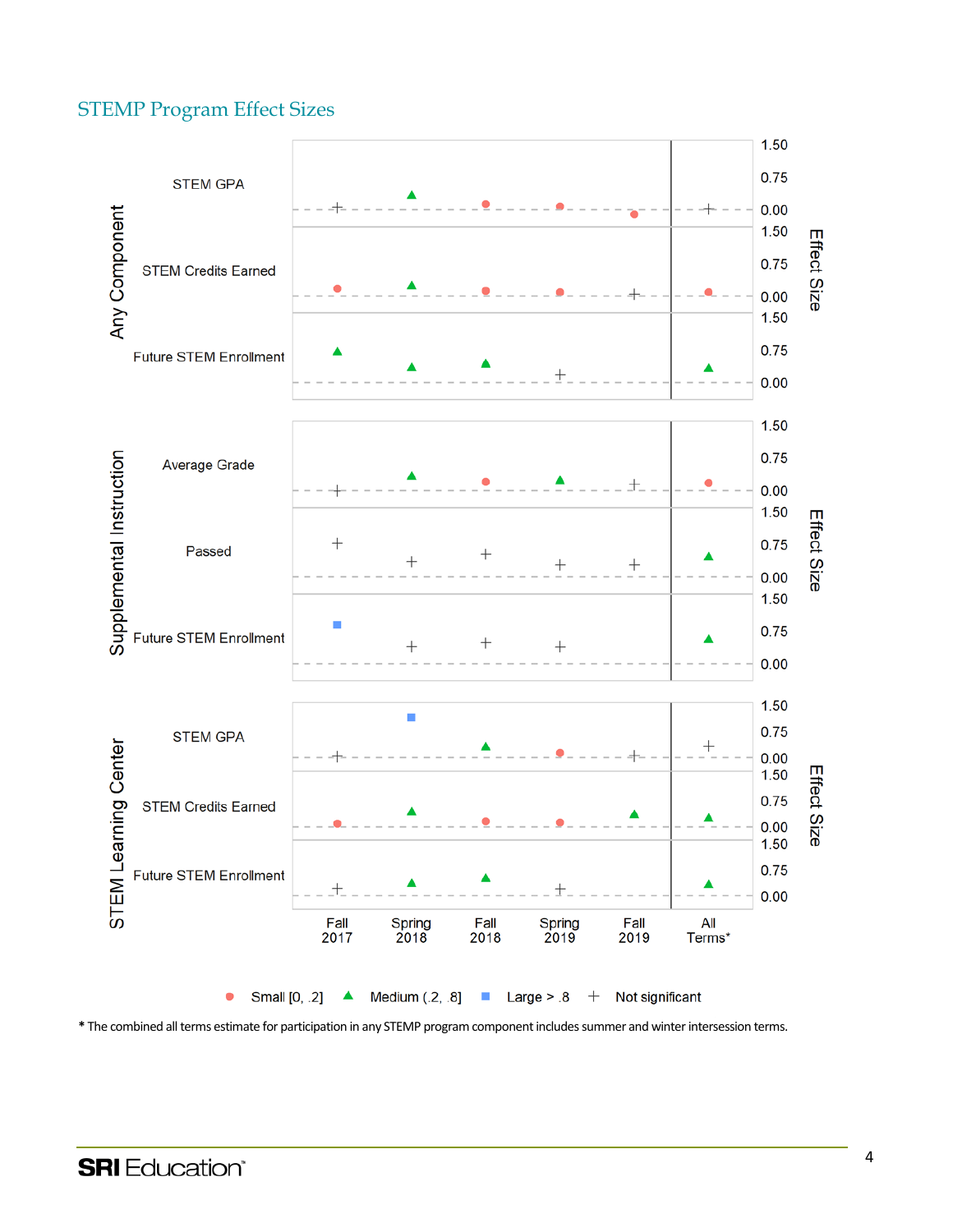## STEMP Program Effect Sizes

| Program Component | Outcome | Fall 2017 | Spring 2018 | Fall 2018 | Spring 2019 | Fall 2019 | All Terms* |
|---|---|---|---|---|---|---|---|
| Any Component | STEM GPA | Not significant | Medium (.2, .8] | Small [0, .2] | Small [0, .2] | Small [0, .2] | Not significant |
| Any Component | STEM Credits Earned | Small [0, .2] | Medium (.2, .8] | Small [0, .2] | Small [0, .2] | Not significant | Small [0, .2] |
| Any Component | Future STEM Enrollment | Medium (.2, .8] | Medium (.2, .8] | Medium (.2, .8] | Not significant | | Medium (.2, .8] |
| Supplemental Instruction | Average Grade | Not significant | Medium (.2, .8] | Small [0, .2] | Medium (.2, .8] | Not significant | Small [0, .2] |
| Supplemental Instruction | Passed | Not significant | Not significant | Not significant | Not significant | Not significant | Medium (.2, .8] |
| Supplemental Instruction | Future STEM Enrollment | Large > .8 | Not significant | Not significant | Not significant | | Medium (.2, .8] |
| STEM Learning Center | STEM GPA | Not significant | Large > .8 | Medium (.2, .8] | Small [0, .2] | Not significant | Not significant |
| STEM Learning Center | STEM Credits Earned | Small [0, .2] | Medium (.2, .8] | Small [0, .2] | Small [0, .2] | Medium (.2, .8] | Medium (.2, .8] |
| STEM Learning Center | Future STEM Enrollment | Not significant | Medium (.2, .8] | Medium (.2, .8] | Not significant | | Medium (.2, .8] |

Effect Size axis: 0.00, 0.75, 1.50

Legend: Small [0, .2]; Medium (.2, .8]; Large > .8; Not significant

\* The combined all terms estimate for participation in any STEMP program component includes summer and winter intersession terms.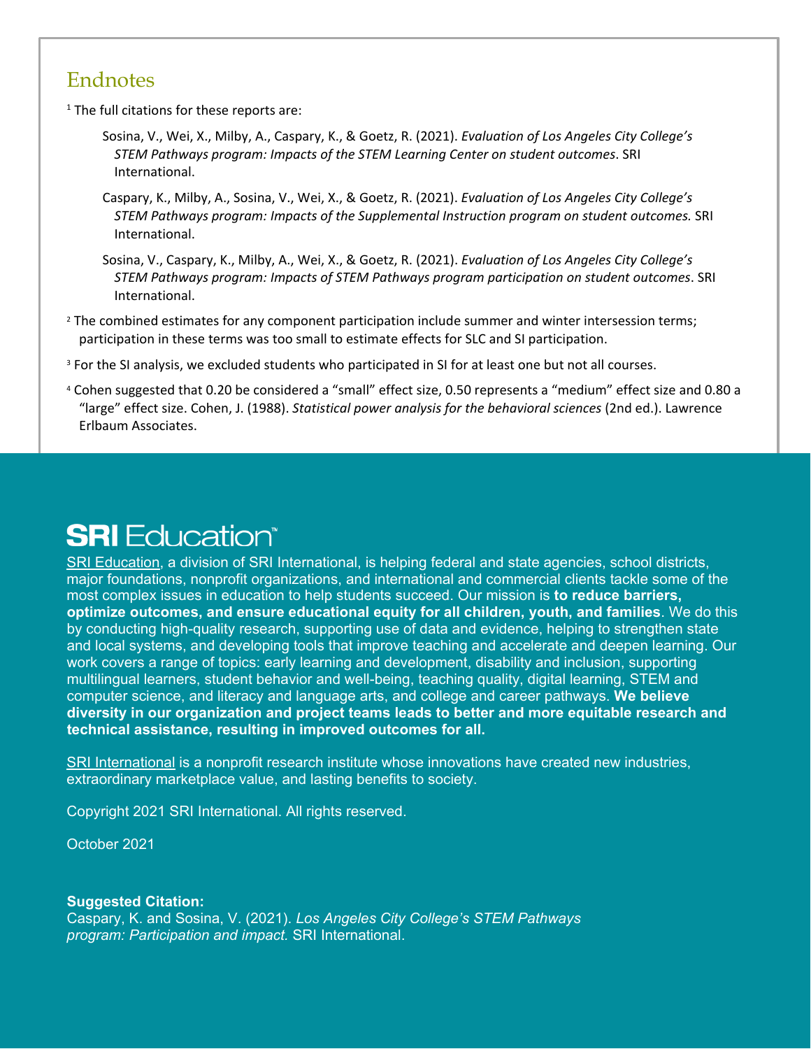## Endnotes

[1] The full citations for these reports are:

Sosina, V., Wei, X., Milby, A., Caspary, K., & Goetz, R. (2021). *Evaluation of Los Angeles City College's STEM Pathways program: Impacts of the STEM Learning Center on student outcomes*. SRI International.

Caspary, K., Milby, A., Sosina, V., Wei, X., & Goetz, R. (2021). *Evaluation of Los Angeles City College's STEM Pathways program: Impacts of the Supplemental Instruction program on student outcomes.* SRI International.

Sosina, V., Caspary, K., Milby, A., Wei, X., & Goetz, R. (2021). *Evaluation of Los Angeles City College's STEM Pathways program: Impacts of STEM Pathways program participation on student outcomes*. SRI International.

[2] The combined estimates for any component participation include summer and winter intersession terms; participation in these terms was too small to estimate effects for SLC and SI participation.

[3] For the SI analysis, we excluded students who participated in SI for at least one but not all courses.

[4] Cohen suggested that 0.20 be considered a "small" effect size, 0.50 represents a "medium" effect size and 0.80 a "large" effect size. Cohen, J. (1988). *Statistical power analysis for the behavioral sciences* (2nd ed.). Lawrence Erlbaum Associates.

## SRI Education™

SRI Education, a division of SRI International, is helping federal and state agencies, school districts, major foundations, nonprofit organizations, and international and commercial clients tackle some of the most complex issues in education to help students succeed. Our mission is **to reduce barriers, optimize outcomes, and ensure educational equity for all children, youth, and families**. We do this by conducting high-quality research, supporting use of data and evidence, helping to strengthen state and local systems, and developing tools that improve teaching and accelerate and deepen learning. Our work covers a range of topics: early learning and development, disability and inclusion, supporting multilingual learners, student behavior and well-being, teaching quality, digital learning, STEM and computer science, and literacy and language arts, and college and career pathways. **We believe diversity in our organization and project teams leads to better and more equitable research and technical assistance, resulting in improved outcomes for all.**

SRI International is a nonprofit research institute whose innovations have created new industries, extraordinary marketplace value, and lasting benefits to society.

Copyright 2021 SRI International. All rights reserved.

October 2021

**Suggested Citation:**
Caspary, K. and Sosina, V. (2021). *Los Angeles City College's STEM Pathways program: Participation and impact.* SRI International.